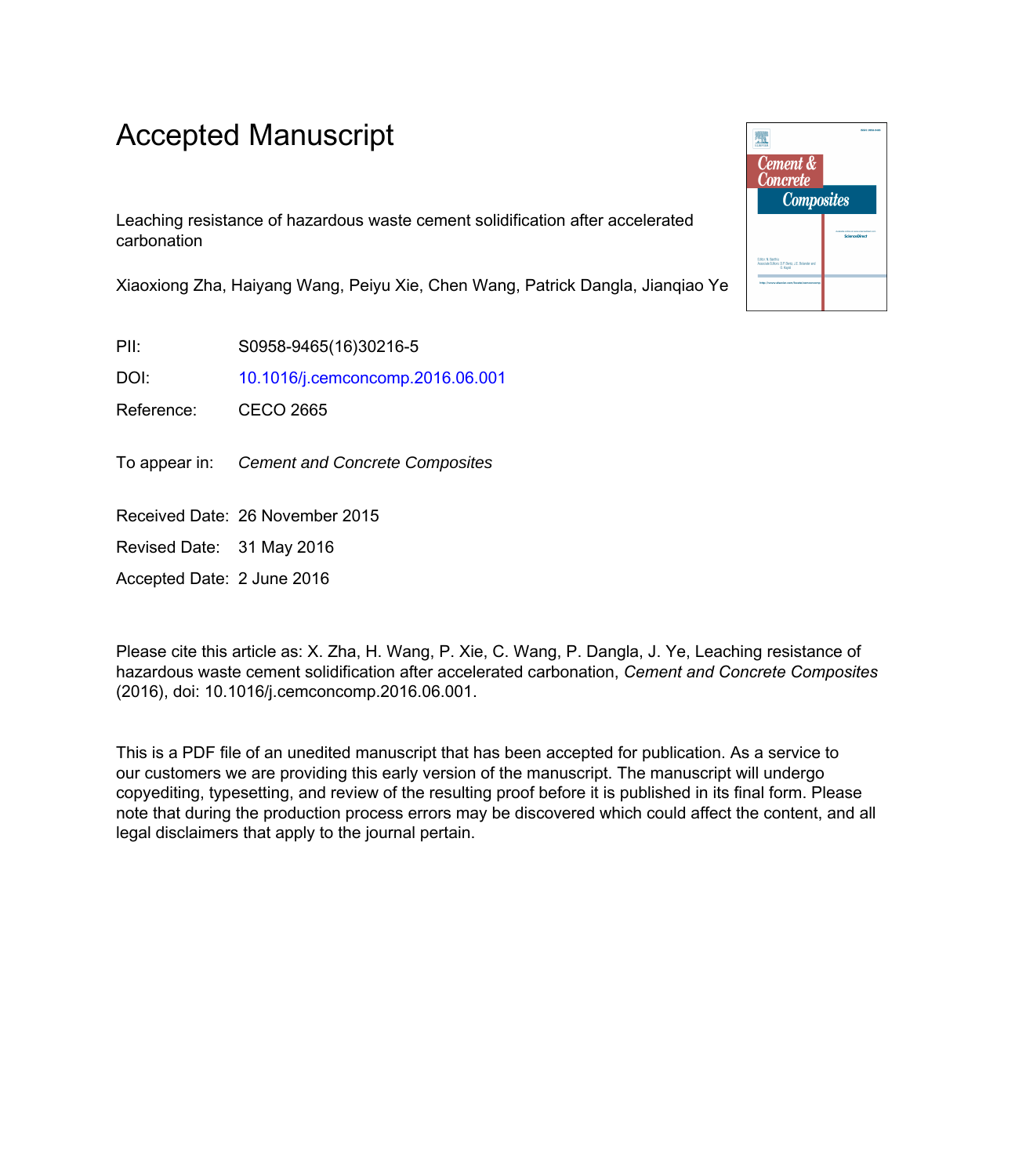# Accepted Manuscript

Leaching resistance of hazardous waste cement solidification after accelerated carbonation

Xiaoxiong Zha, Haiyang Wang, Peiyu Xie, Chen Wang, Patrick Dangla, Jianqiao Ye

PII: S0958-9465(16)30216-5

DOI: 10.1016/j.cemconcomp.2016.06.001

Reference: CECO 2665

To appear in: *Cement and Concrete Composites*

Received Date: 26 November 2015

Revised Date: 31 May 2016

Accepted Date: 2 June 2016

Please cite this article as: X. Zha, H. Wang, P. Xie, C. Wang, P. Dangla, J. Ye, Leaching resistance of hazardous waste cement solidification after accelerated carbonation, *Cement and Concrete Composites* (2016), doi: 10.1016/j.cemconcomp.2016.06.001.

This is a PDF file of an unedited manuscript that has been accepted for publication. As a service to our customers we are providing this early version of the manuscript. The manuscript will undergo copyediting, typesetting, and review of the resulting proof before it is published in its final form. Please note that during the production process errors may be discovered which could affect the content, and all legal disclaimers that apply to the journal pertain.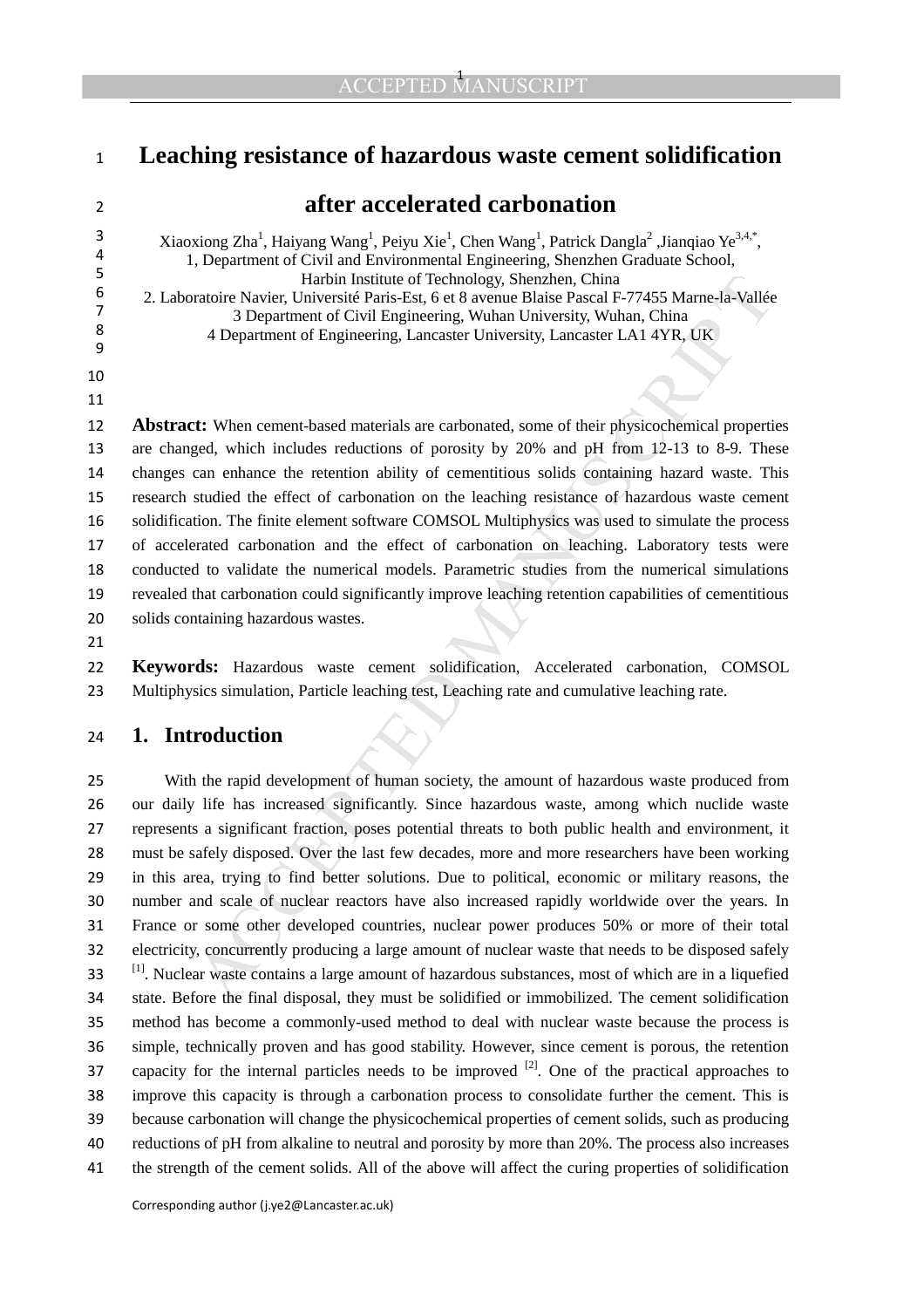# Leaching resistance of hazardous waste cement solidification after accelerated carbonation

Xiaoxiong Zha[1], Haiyang Wang[1], Peiyu Xie[1], Chen Wang[1], Patrick Dangla[2] ,Jianqiao Ye[3,4,*],

1, Department of Civil and Environmental Engineering, Shenzhen Graduate School, Harbin Institute of Technology, Shenzhen, China

2. Laboratoire Navier, Université Paris-Est, 6 et 8 avenue Blaise Pascal F-77455 Marne-la-Vallée

3 Department of Civil Engineering, Wuhan University, Wuhan, China

4 Department of Engineering, Lancaster University, Lancaster LA1 4YR, UK

**Abstract:** When cement-based materials are carbonated, some of their physicochemical properties are changed, which includes reductions of porosity by 20% and pH from 12-13 to 8-9. These changes can enhance the retention ability of cementitious solids containing hazard waste. This research studied the effect of carbonation on the leaching resistance of hazardous waste cement solidification. The finite element software COMSOL Multiphysics was used to simulate the process of accelerated carbonation and the effect of carbonation on leaching. Laboratory tests were conducted to validate the numerical models. Parametric studies from the numerical simulations revealed that carbonation could significantly improve leaching retention capabilities of cementitious solids containing hazardous wastes.

**Keywords:** Hazardous waste cement solidification, Accelerated carbonation, COMSOL Multiphysics simulation, Particle leaching test, Leaching rate and cumulative leaching rate.

## 1. Introduction

With the rapid development of human society, the amount of hazardous waste produced from our daily life has increased significantly. Since hazardous waste, among which nuclide waste represents a significant fraction, poses potential threats to both public health and environment, it must be safely disposed. Over the last few decades, more and more researchers have been working in this area, trying to find better solutions. Due to political, economic or military reasons, the number and scale of nuclear reactors have also increased rapidly worldwide over the years. In France or some other developed countries, nuclear power produces 50% or more of their total electricity, concurrently producing a large amount of nuclear waste that needs to be disposed safely [1]. Nuclear waste contains a large amount of hazardous substances, most of which are in a liquefied state. Before the final disposal, they must be solidified or immobilized. The cement solidification method has become a commonly-used method to deal with nuclear waste because the process is simple, technically proven and has good stability. However, since cement is porous, the retention capacity for the internal particles needs to be improved [2]. One of the practical approaches to improve this capacity is through a carbonation process to consolidate further the cement. This is because carbonation will change the physicochemical properties of cement solids, such as producing reductions of pH from alkaline to neutral and porosity by more than 20%. The process also increases the strength of the cement solids. All of the above will affect the curing properties of solidification

Corresponding author (j.ye2@Lancaster.ac.uk)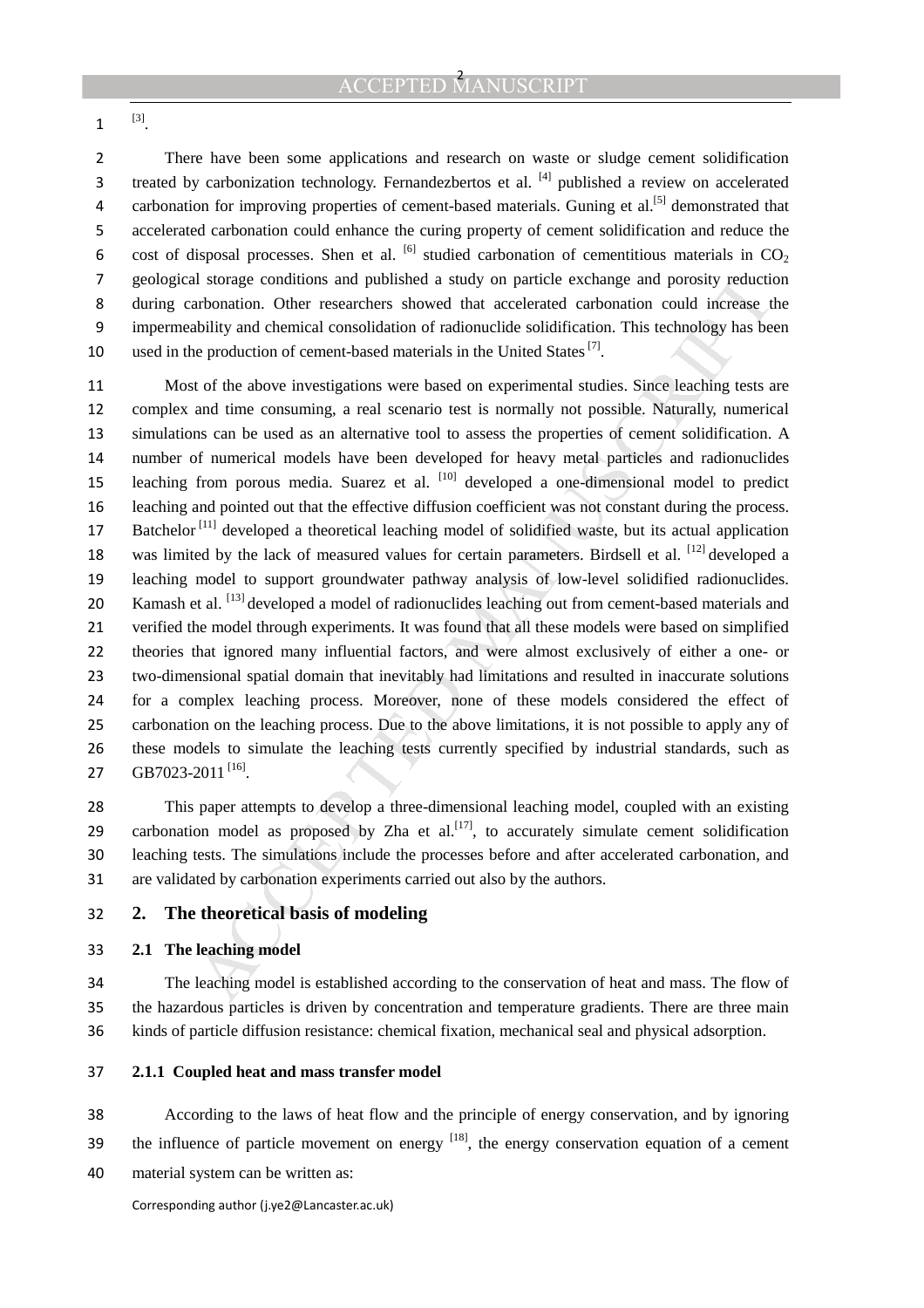[3].

There have been some applications and research on waste or sludge cement solidification treated by carbonization technology. Fernandezbertos et al. [4] published a review on accelerated carbonation for improving properties of cement-based materials. Guning et al.[5] demonstrated that accelerated carbonation could enhance the curing property of cement solidification and reduce the cost of disposal processes. Shen et al. [6] studied carbonation of cementitious materials in $CO_2$ geological storage conditions and published a study on particle exchange and porosity reduction during carbonation. Other researchers showed that accelerated carbonation could increase the impermeability and chemical consolidation of radionuclide solidification. This technology has been used in the production of cement-based materials in the United States [7].

Most of the above investigations were based on experimental studies. Since leaching tests are complex and time consuming, a real scenario test is normally not possible. Naturally, numerical simulations can be used as an alternative tool to assess the properties of cement solidification. A number of numerical models have been developed for heavy metal particles and radionuclides leaching from porous media. Suarez et al. [10] developed a one-dimensional model to predict leaching and pointed out that the effective diffusion coefficient was not constant during the process. Batchelor [11] developed a theoretical leaching model of solidified waste, but its actual application was limited by the lack of measured values for certain parameters. Birdsell et al. [12] developed a leaching model to support groundwater pathway analysis of low-level solidified radionuclides. Kamash et al. [13] developed a model of radionuclides leaching out from cement-based materials and verified the model through experiments. It was found that all these models were based on simplified theories that ignored many influential factors, and were almost exclusively of either a one- or two-dimensional spatial domain that inevitably had limitations and resulted in inaccurate solutions for a complex leaching process. Moreover, none of these models considered the effect of carbonation on the leaching process. Due to the above limitations, it is not possible to apply any of these models to simulate the leaching tests currently specified by industrial standards, such as GB7023-2011 [16].

This paper attempts to develop a three-dimensional leaching model, coupled with an existing carbonation model as proposed by Zha et al.[17], to accurately simulate cement solidification leaching tests. The simulations include the processes before and after accelerated carbonation, and are validated by carbonation experiments carried out also by the authors.

## 2. The theoretical basis of modeling

### 2.1 The leaching model

The leaching model is established according to the conservation of heat and mass. The flow of the hazardous particles is driven by concentration and temperature gradients. There are three main kinds of particle diffusion resistance: chemical fixation, mechanical seal and physical adsorption.

#### 2.1.1 Coupled heat and mass transfer model

According to the laws of heat flow and the principle of energy conservation, and by ignoring the influence of particle movement on energy [18], the energy conservation equation of a cement material system can be written as:

Corresponding author (j.ye2@Lancaster.ac.uk)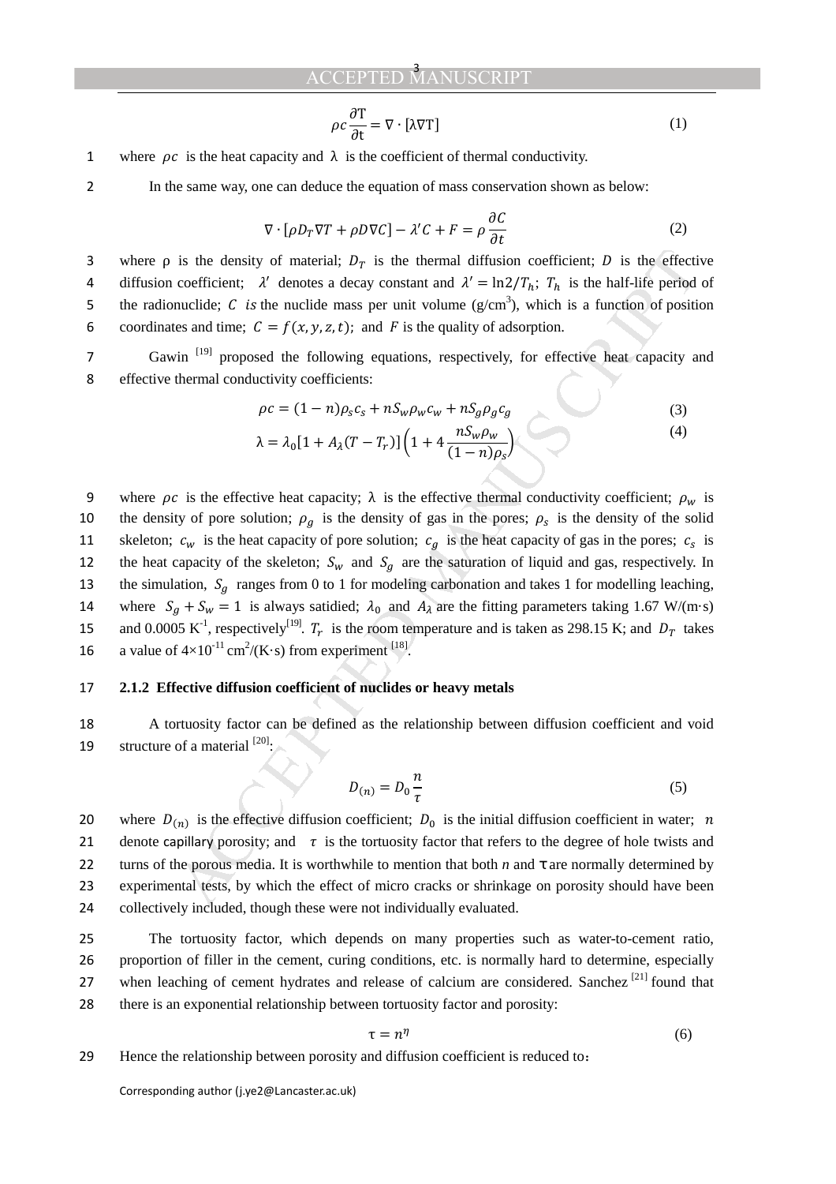$$\rho c \frac{\partial \mathrm{T}}{\partial \mathrm{t}} = \nabla \cdot [\lambda \nabla \mathrm{T}] \tag{1}$$

where $\rho c$ is the heat capacity and $\lambda$ is the coefficient of thermal conductivity.

In the same way, one can deduce the equation of mass conservation shown as below:

$$\nabla \cdot [\rho D_T \nabla T + \rho D \nabla C] - \lambda' C + F = \rho \frac{\partial C}{\partial t} \tag{2}$$

where ρ is the density of material; $D_T$ is the thermal diffusion coefficient; $D$ is the effective diffusion coefficient; $\lambda'$ denotes a decay constant and $\lambda' = \ln 2/T_h$; $T_h$ is the half-life period of the radionuclide; $C$ *is* the nuclide mass per unit volume (g/cm$^3$), which is a function of position coordinates and time; $C = f(x, y, z, t)$; and $F$ is the quality of adsorption.

Gawin [19] proposed the following equations, respectively, for effective heat capacity and effective thermal conductivity coefficients:

$$\rho c = (1-n)\rho_s c_s + n S_w \rho_w c_w + n S_g \rho_g c_g \tag{3}$$

$$\lambda = \lambda_0 [1 + A_\lambda (T - T_r)] \left(1 + 4 \frac{n S_w \rho_w}{(1-n)\rho_s}\right) \tag{4}$$

where $\rho c$ is the effective heat capacity; $\lambda$ is the effective thermal conductivity coefficient; $\rho_w$ is the density of pore solution; $\rho_g$ is the density of gas in the pores; $\rho_s$ is the density of the solid skeleton; $c_w$ is the heat capacity of pore solution; $c_g$ is the heat capacity of gas in the pores; $c_s$ is the heat capacity of the skeleton; $S_w$ and $S_g$ are the saturation of liquid and gas, respectively. In the simulation, $S_g$ ranges from 0 to 1 for modeling carbonation and takes 1 for modelling leaching, where $S_g + S_w = 1$ is always satidied; $\lambda_0$ and $A_\lambda$ are the fitting parameters taking 1.67 W/(m·s) and 0.0005 K$^{-1}$, respectively[19]. $T_r$ is the rom temperature and is taken as 298.15 K; and $D_T$ takes a value of $4 \times 10^{-11}$ cm$^2$/(K·s) from experiment [18].

### 2.1.2 Effective diffusion coefficient of nuclides or heavy metals

A tortuosity factor can be defined as the relationship between diffusion coefficient and void structure of a material [20]:

$$D_{(n)} = D_0 \frac{n}{\tau} \tag{5}$$

where $D_{(n)}$ is the effective diffusion coefficient; $D_0$ is the initial diffusion coefficient in water; $n$ denote capillary porosity; and $\tau$ is the tortuosity factor that refers to the degree of hole twists and turns of the porous media. It is worthwhile to mention that both *n* and τ are normally determined by experimental tests, by which the effect of micro cracks or shrinkage on porosity should have been collectively included, though these were not individually evaluated.

The tortuosity factor, which depends on many properties such as water-to-cement ratio, proportion of filler in the cement, curing conditions, etc. is normally hard to determine, especially when leaching of cement hydrates and release of calcium are considered. Sanchez [21] found that there is an exponential relationship between tortuosity factor and porosity:

$$\tau = n^\eta \tag{6}$$

Hence the relationship between porosity and diffusion coefficient is reduced to：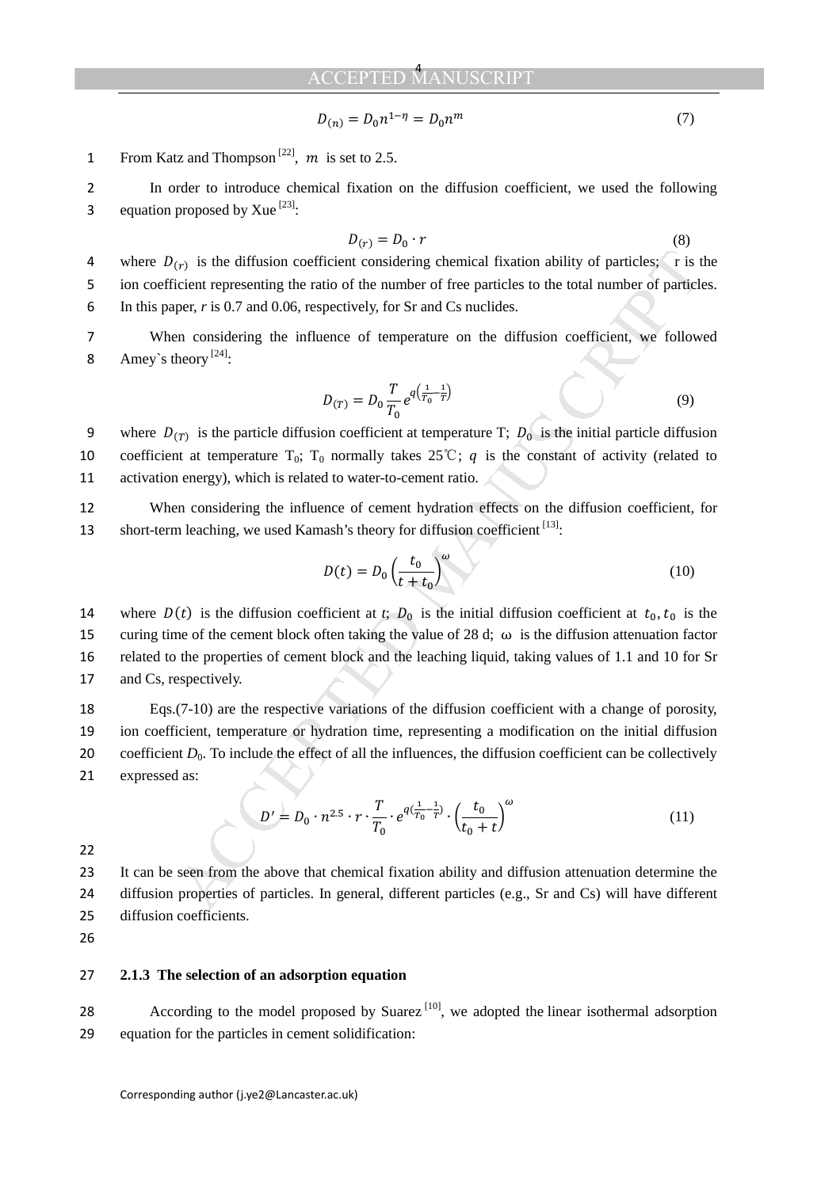$$D_{(n)} = D_0 n^{1-\eta} = D_0 n^m \tag{7}$$

From Katz and Thompson [22], $m$ is set to 2.5.

In order to introduce chemical fixation on the diffusion coefficient, we used the following equation proposed by Xue [23]:

$$D_{(r)} = D_0 \cdot r \tag{8}$$

where $D_{(r)}$ is the diffusion coefficient considering chemical fixation ability of particles; r is the ion coefficient representing the ratio of the number of free particles to the total number of particles. In this paper, *r* is 0.7 and 0.06, respectively, for Sr and Cs nuclides.

When considering the influence of temperature on the diffusion coefficient, we followed Amey`s theory [24]:

$$D_{(T)} = D_0 \frac{T}{T_0} e^{q\left(\frac{1}{T_0} - \frac{1}{T}\right)} \tag{9}$$

where $D_{(T)}$ is the particle diffusion coefficient at temperature T; $D_0$ is the initial particle diffusion coefficient at temperature $T_0$; $T_0$ normally takes 25℃; $q$ is the constant of activity (related to activation energy), which is related to water-to-cement ratio.

When considering the influence of cement hydration effects on the diffusion coefficient, for short-term leaching, we used Kamash's theory for diffusion coefficient [13]:

$$D(t) = D_0 \left(\frac{t_0}{t + t_0}\right)^{\omega} \tag{10}$$

where $D(t)$ is the diffusion coefficient at *t*; $D_0$ is the initial diffusion coefficient at $t_0$, $t_0$ is the curing time of the cement block often taking the value of 28 d; ω is the diffusion attenuation factor related to the properties of cement block and the leaching liquid, taking values of 1.1 and 10 for Sr and Cs, respectively.

Eqs.(7-10) are the respective variations of the diffusion coefficient with a change of porosity, ion coefficient, temperature or hydration time, representing a modification on the initial diffusion coefficient $D_0$. To include the effect of all the influences, the diffusion coefficient can be collectively expressed as:

$$D' = D_0 \cdot n^{2.5} \cdot r \cdot \frac{T}{T_0} \cdot e^{q\left(\frac{1}{T_0} - \frac{1}{T}\right)} \cdot \left(\frac{t_0}{t_0 + t}\right)^{\omega} \tag{11}$$

It can be seen from the above that chemical fixation ability and diffusion attenuation determine the diffusion properties of particles. In general, different particles (e.g., Sr and Cs) will have different diffusion coefficients.

### 2.1.3 The selection of an adsorption equation

According to the model proposed by Suarez [10], we adopted the linear isothermal adsorption equation for the particles in cement solidification: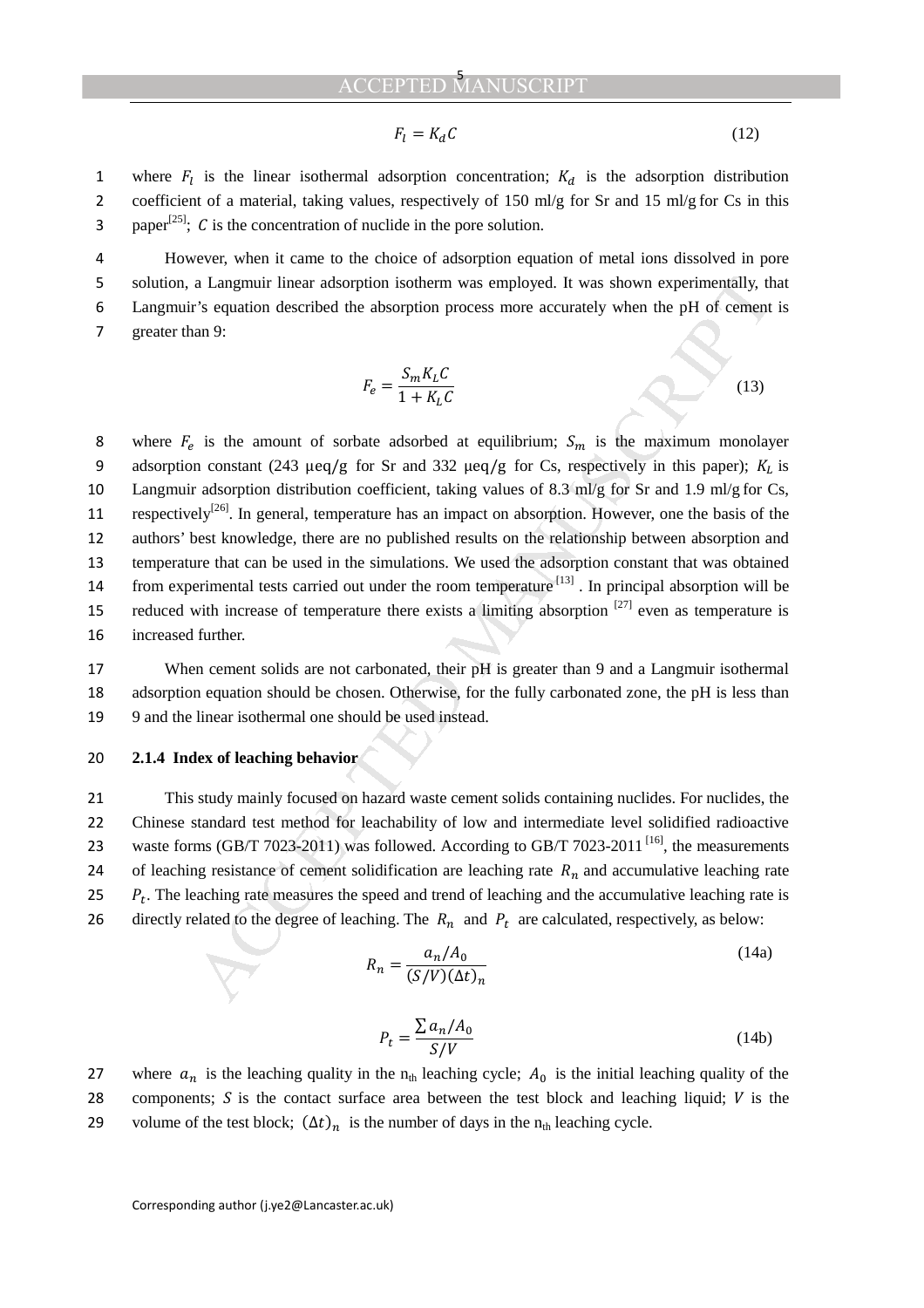$$F_l = K_d C \tag{12}$$

where $F_l$ is the linear isothermal adsorption concentration; $K_d$ is the adsorption distribution coefficient of a material, taking values, respectively of 150 ml/g for Sr and 15 ml/g for Cs in this paper[25]; $C$ is the concentration of nuclide in the pore solution.

However, when it came to the choice of adsorption equation of metal ions dissolved in pore solution, a Langmuir linear adsorption isotherm was employed. It was shown experimentally, that Langmuir's equation described the absorption process more accurately when the pH of cement is greater than 9:

$$F_e = \frac{S_m K_L C}{1 + K_L C} \tag{13}$$

where $F_e$ is the amount of sorbate adsorbed at equilibrium; $S_m$ is the maximum monolayer adsorption constant (243 $\mu eq/g$ for Sr and 332 $\mu eq/g$ for Cs, respectively in this paper); $K_L$ is Langmuir adsorption distribution coefficient, taking values of 8.3 ml/g for Sr and 1.9 ml/g for Cs, respectively[26]. In general, temperature has an impact on absorption. However, one the basis of the authors' best knowledge, there are no published results on the relationship between absorption and temperature that can be used in the simulations. We used the adsorption constant that was obtained from experimental tests carried out under the room temperature [13] . In principal absorption will be reduced with increase of temperature there exists a limiting absorption [27] even as temperature is increased further.

When cement solids are not carbonated, their pH is greater than 9 and a Langmuir isothermal adsorption equation should be chosen. Otherwise, for the fully carbonated zone, the pH is less than 9 and the linear isothermal one should be used instead.

#### 2.1.4 Index of leaching behavior

This study mainly focused on hazard waste cement solids containing nuclides. For nuclides, the Chinese standard test method for leachability of low and intermediate level solidified radioactive waste forms (GB/T 7023-2011) was followed. According to GB/T 7023-2011 [16], the measurements of leaching resistance of cement solidification are leaching rate $R_n$ and accumulative leaching rate $P_t$. The leaching rate measures the speed and trend of leaching and the accumulative leaching rate is directly related to the degree of leaching. The $R_n$ and $P_t$ are calculated, respectively, as below:

$$R_n = \frac{a_n / A_0}{(S/V)(\Delta t)_n} \tag{14a}$$

$$P_t = \frac{\sum a_n / A_0}{S/V} \tag{14b}$$

where $a_n$ is the leaching quality in the $n_{th}$ leaching cycle; $A_0$ is the initial leaching quality of the components; $S$ is the contact surface area between the test block and leaching liquid; $V$ is the volume of the test block; $(\Delta t)_n$ is the number of days in the $n_{th}$ leaching cycle.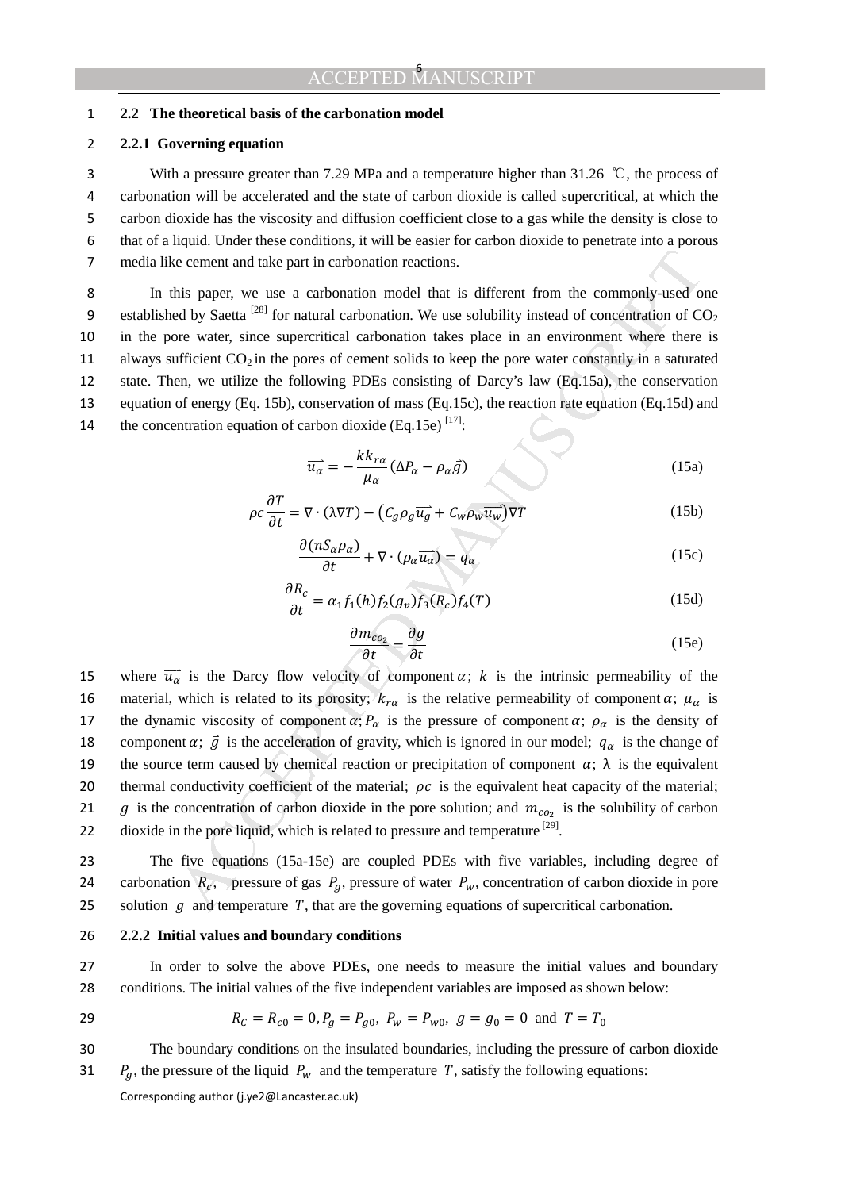### 2.2 The theoretical basis of the carbonation model

#### 2.2.1 Governing equation

With a pressure greater than 7.29 MPa and a temperature higher than 31.26 ℃, the process of carbonation will be accelerated and the state of carbon dioxide is called supercritical, at which the carbon dioxide has the viscosity and diffusion coefficient close to a gas while the density is close to that of a liquid. Under these conditions, it will be easier for carbon dioxide to penetrate into a porous media like cement and take part in carbonation reactions.

In this paper, we use a carbonation model that is different from the commonly-used one established by Saetta [28] for natural carbonation. We use solubility instead of concentration of $CO_2$ in the pore water, since supercritical carbonation takes place in an environment where there is always sufficient $CO_2$ in the pores of cement solids to keep the pore water constantly in a saturated state. Then, we utilize the following PDEs consisting of Darcy's law (Eq.15a), the conservation equation of energy (Eq. 15b), conservation of mass (Eq.15c), the reaction rate equation (Eq.15d) and the concentration equation of carbon dioxide (Eq.15e) [17]:

$$\overrightarrow{u_\alpha} = -\frac{k k_{r\alpha}}{\mu_\alpha}(\Delta P_\alpha - \rho_\alpha \vec{g}) \tag{15a}$$

$$\rho c \frac{\partial T}{\partial t} = \nabla \cdot (\lambda \nabla T) - \left(C_g \rho_g \overrightarrow{u_g} + C_w \rho_w \overrightarrow{u_w}\right) \nabla T \tag{15b}$$

$$\frac{\partial (n S_\alpha \rho_\alpha)}{\partial t} + \nabla \cdot (\rho_\alpha \overrightarrow{u_\alpha}) = q_\alpha \tag{15c}$$

$$\frac{\partial R_c}{\partial t} = \alpha_1 f_1(h) f_2(g_v) f_3(R_c) f_4(T) \tag{15d}$$

$$\frac{\partial m_{co_2}}{\partial t} = \frac{\partial g}{\partial t} \tag{15e}$$

where $\overrightarrow{u_\alpha}$ is the Darcy flow velocity of component $\alpha$; $k$ is the intrinsic permeability of the material, which is related to its porosity; $k_{r\alpha}$ is the relative permeability of component $\alpha$; $\mu_\alpha$ is the dynamic viscosity of component $\alpha$; $P_\alpha$ is the pressure of component $\alpha$; $\rho_\alpha$ is the density of component $\alpha$; $\vec{g}$ is the acceleration of gravity, which is ignored in our model; $q_\alpha$ is the change of the source term caused by chemical reaction or precipitation of component $\alpha$; $\lambda$ is the equivalent thermal conductivity coefficient of the material; $\rho c$ is the equivalent heat capacity of the material; $g$ is the concentration of carbon dioxide in the pore solution; and $m_{co_2}$ is the solubility of carbon dioxide in the pore liquid, which is related to pressure and temperature [29].

The five equations (15a-15e) are coupled PDEs with five variables, including degree of carbonation $R_c$, pressure of gas $P_g$, pressure of water $P_w$, concentration of carbon dioxide in pore solution $g$ and temperature $T$, that are the governing equations of supercritical carbonation.

#### 2.2.2 Initial values and boundary conditions

In order to solve the above PDEs, one needs to measure the initial values and boundary conditions. The initial values of the five independent variables are imposed as shown below:

$$R_C = R_{c0} = 0, P_g = P_{g0},\ P_w = P_{w0},\ g = g_0 = 0 \text{ and } T = T_0$$

The boundary conditions on the insulated boundaries, including the pressure of carbon dioxide $P_g$, the pressure of the liquid $P_w$ and the temperature $T$, satisfy the following equations:

Corresponding author (j.ye2@Lancaster.ac.uk)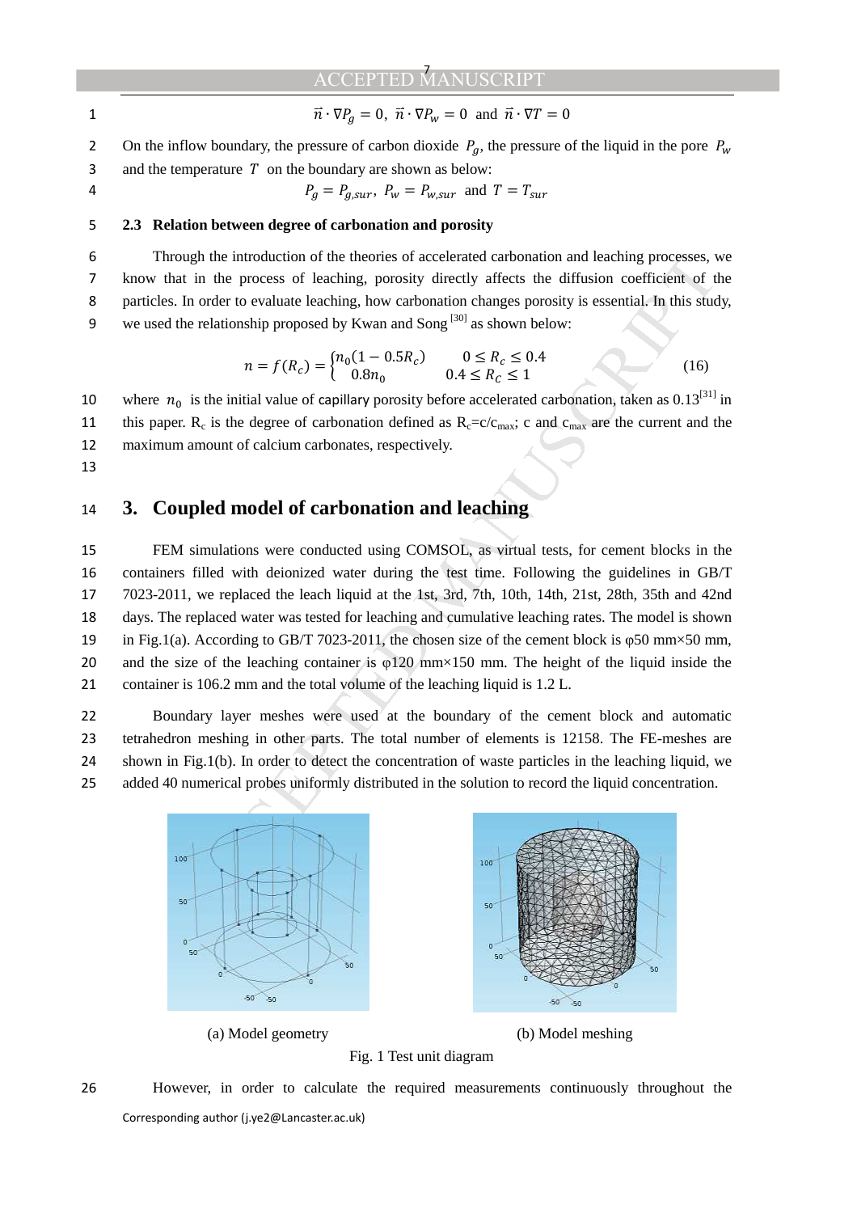$$\vec{n} \cdot \nabla P_g = 0,\ \vec{n} \cdot \nabla P_w = 0 \text{ and } \vec{n} \cdot \nabla T = 0$$

On the inflow boundary, the pressure of carbon dioxide $P_g$, the pressure of the liquid in the pore $P_w$ and the temperature $T$ on the boundary are shown as below:

$$P_g = P_{g,sur},\ P_w = P_{w,sur} \text{ and } T = T_{sur}$$

### 2.3 Relation between degree of carbonation and porosity

Through the introduction of the theories of accelerated carbonation and leaching processes, we know that in the process of leaching, porosity directly affects the diffusion coefficient of the particles. In order to evaluate leaching, how carbonation changes porosity is essential. In this study, we used the relationship proposed by Kwan and Song [30] as shown below:

$$n = f(R_c) = \begin{cases} n_0(1 - 0.5R_c) & 0 \le R_c \le 0.4 \\ 0.8n_0 & 0.4 \le R_c \le 1 \end{cases} \tag{16}$$

where $n_0$ is the initial value of capillary porosity before accelerated carbonation, taken as 0.13[31] in this paper. $R_c$ is the degree of carbonation defined as $R_c = c/c_{max}$; c and $c_{max}$ are the current and the maximum amount of calcium carbonates, respectively.

## 3. Coupled model of carbonation and leaching

FEM simulations were conducted using COMSOL, as virtual tests, for cement blocks in the containers filled with deionized water during the test time. Following the guidelines in GB/T 7023-2011, we replaced the leach liquid at the 1st, 3rd, 7th, 10th, 14th, 21st, 28th, 35th and 42nd days. The replaced water was tested for leaching and cumulative leaching rates. The model is shown in Fig.1(a). According to GB/T 7023-2011, the chosen size of the cement block is φ50 mm×50 mm, and the size of the leaching container is φ120 mm×150 mm. The height of the liquid inside the container is 106.2 mm and the total volume of the leaching liquid is 1.2 L.

Boundary layer meshes were used at the boundary of the cement block and automatic tetrahedron meshing in other parts. The total number of elements is 12158. The FE-meshes are shown in Fig.1(b). In order to detect the concentration of waste particles in the leaching liquid, we added 40 numerical probes uniformly distributed in the solution to record the liquid concentration.

(a) Model geometry

(b) Model meshing

Fig. 1 Test unit diagram

However, in order to calculate the required measurements continuously throughout the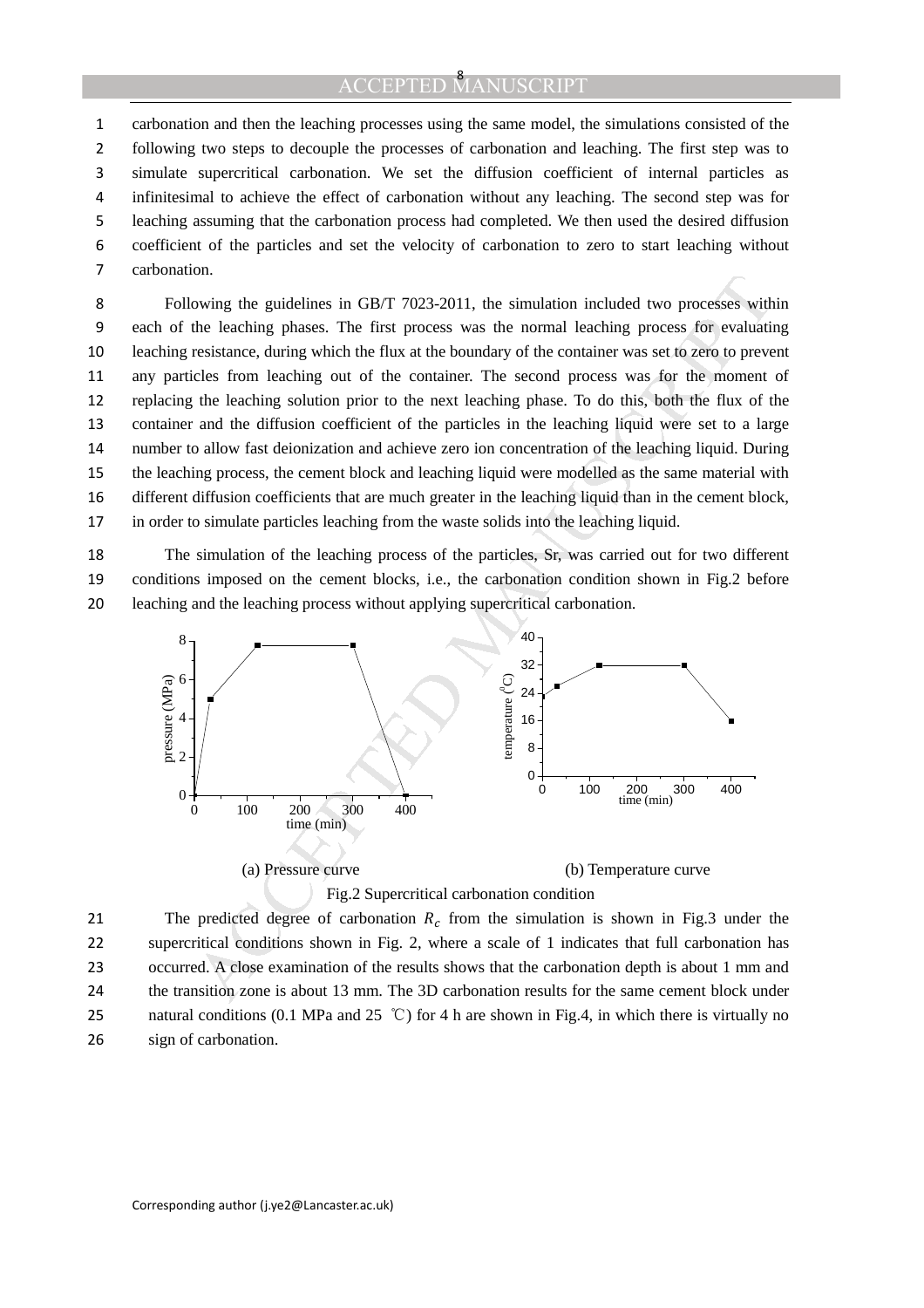carbonation and then the leaching processes using the same model, the simulations consisted of the following two steps to decouple the processes of carbonation and leaching. The first step was to simulate supercritical carbonation. We set the diffusion coefficient of internal particles as infinitesimal to achieve the effect of carbonation without any leaching. The second step was for leaching assuming that the carbonation process had completed. We then used the desired diffusion coefficient of the particles and set the velocity of carbonation to zero to start leaching without carbonation.

Following the guidelines in GB/T 7023-2011, the simulation included two processes within each of the leaching phases. The first process was the normal leaching process for evaluating leaching resistance, during which the flux at the boundary of the container was set to zero to prevent any particles from leaching out of the container. The second process was for the moment of replacing the leaching solution prior to the next leaching phase. To do this, both the flux of the container and the diffusion coefficient of the particles in the leaching liquid were set to a large number to allow fast deionization and achieve zero ion concentration of the leaching liquid. During the leaching process, the cement block and leaching liquid were modelled as the same material with different diffusion coefficients that are much greater in the leaching liquid than in the cement block, in order to simulate particles leaching from the waste solids into the leaching liquid.

The simulation of the leaching process of the particles, Sr, was carried out for two different conditions imposed on the cement blocks, i.e., the carbonation condition shown in Fig.2 before leaching and the leaching process without applying supercritical carbonation.

(a) Pressure curve (b) Temperature curve

Fig.2 Supercritical carbonation condition

The predicted degree of carbonation $R_c$ from the simulation is shown in Fig.3 under the supercritical conditions shown in Fig. 2, where a scale of 1 indicates that full carbonation has occurred. A close examination of the results shows that the carbonation depth is about 1 mm and the transition zone is about 13 mm. The 3D carbonation results for the same cement block under natural conditions (0.1 MPa and 25 ℃) for 4 h are shown in Fig.4, in which there is virtually no sign of carbonation.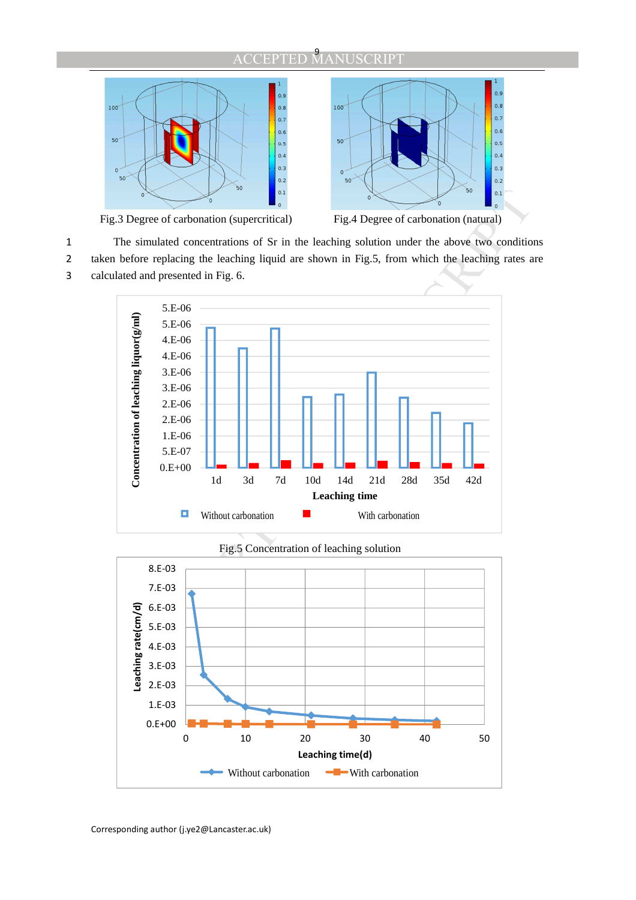Fig.3 Degree of carbonation (supercritical)

Fig.4 Degree of carbonation (natural)

The simulated concentrations of Sr in the leaching solution under the above two conditions taken before replacing the leaching liquid are shown in Fig.5, from which the leaching rates are calculated and presented in Fig. 6.

Fig.5 Concentration of leaching solution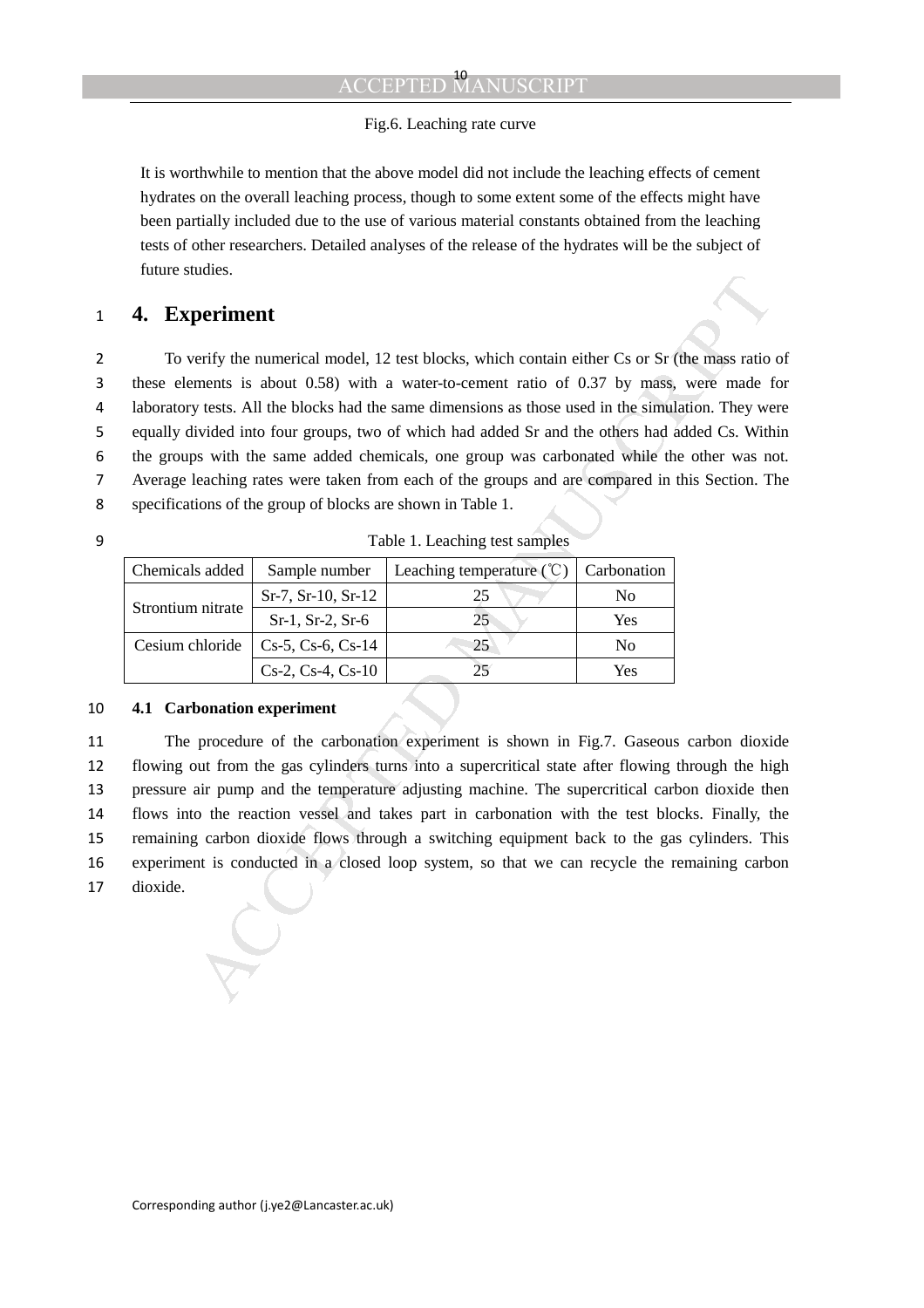Fig.6. Leaching rate curve

It is worthwhile to mention that the above model did not include the leaching effects of cement hydrates on the overall leaching process, though to some extent some of the effects might have been partially included due to the use of various material constants obtained from the leaching tests of other researchers. Detailed analyses of the release of the hydrates will be the subject of future studies.

# 4. Experiment

To verify the numerical model, 12 test blocks, which contain either Cs or Sr (the mass ratio of these elements is about 0.58) with a water-to-cement ratio of 0.37 by mass, were made for laboratory tests. All the blocks had the same dimensions as those used in the simulation. They were equally divided into four groups, two of which had added Sr and the others had added Cs. Within the groups with the same added chemicals, one group was carbonated while the other was not. Average leaching rates were taken from each of the groups and are compared in this Section. The specifications of the group of blocks are shown in Table 1.

Table 1. Leaching test samples

| Chemicals added | Sample number | Leaching temperature (℃) | Carbonation |
|---|---|---|---|
| Strontium nitrate | Sr-7, Sr-10, Sr-12 | 25 | No |
| | Sr-1, Sr-2, Sr-6 | 25 | Yes |
| Cesium chloride | Cs-5, Cs-6, Cs-14 | 25 | No |
| | Cs-2, Cs-4, Cs-10 | 25 | Yes |

## 4.1 Carbonation experiment

The procedure of the carbonation experiment is shown in Fig.7. Gaseous carbon dioxide flowing out from the gas cylinders turns into a supercritical state after flowing through the high pressure air pump and the temperature adjusting machine. The supercritical carbon dioxide then flows into the reaction vessel and takes part in carbonation with the test blocks. Finally, the remaining carbon dioxide flows through a switching equipment back to the gas cylinders. This experiment is conducted in a closed loop system, so that we can recycle the remaining carbon dioxide.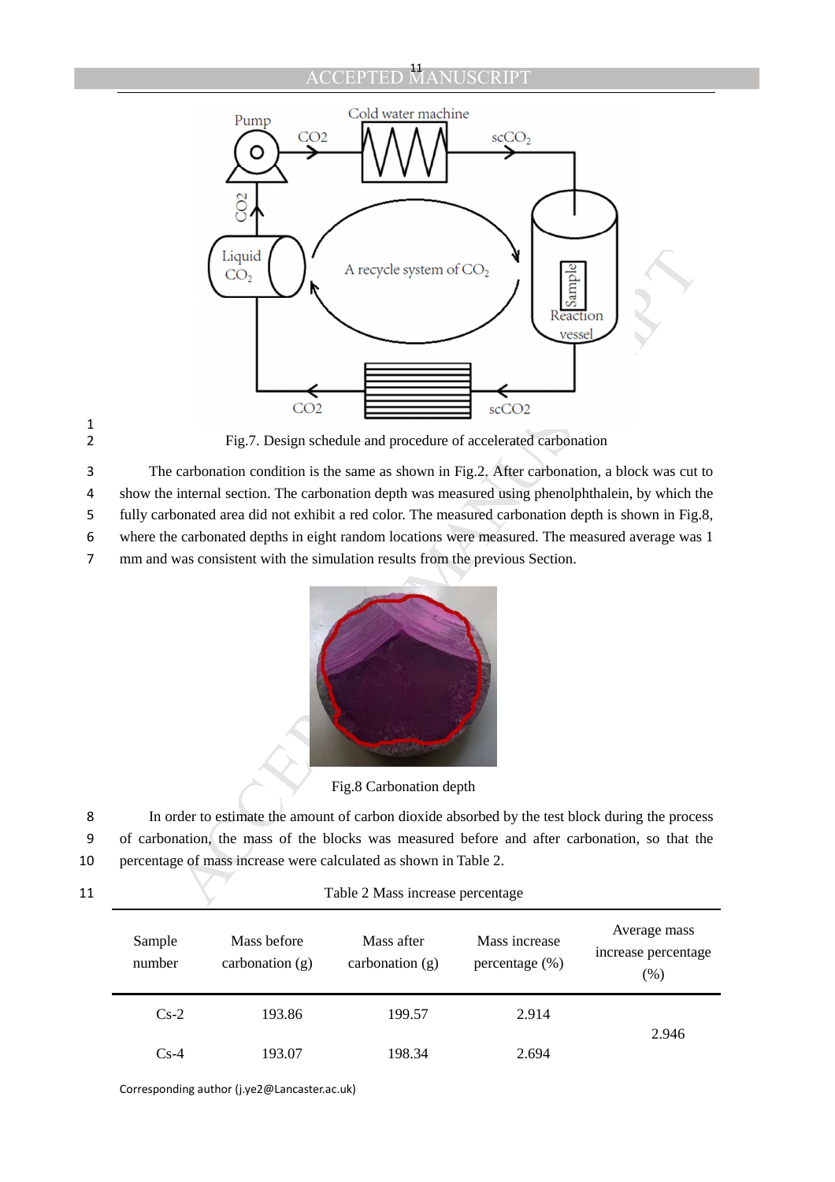Fig.7. Design schedule and procedure of accelerated carbonation

The carbonation condition is the same as shown in Fig.2. After carbonation, a block was cut to show the internal section. The carbonation depth was measured using phenolphthalein, by which the fully carbonated area did not exhibit a red color. The measured carbonation depth is shown in Fig.8, where the carbonated depths in eight random locations were measured. The measured average was 1 mm and was consistent with the simulation results from the previous Section.

Fig.8 Carbonation depth

In order to estimate the amount of carbon dioxide absorbed by the test block during the process of carbonation, the mass of the blocks was measured before and after carbonation, so that the percentage of mass increase were calculated as shown in Table 2.

Table 2 Mass increase percentage

| Sample number | Mass before carbonation (g) | Mass after carbonation (g) | Mass increase percentage (%) | Average mass increase percentage (%) |
|---|---|---|---|---|
| Cs-2 | 193.86 | 199.57 | 2.914 | 2.946 |
| Cs-4 | 193.07 | 198.34 | 2.694 | |

Corresponding author (j.ye2@Lancaster.ac.uk)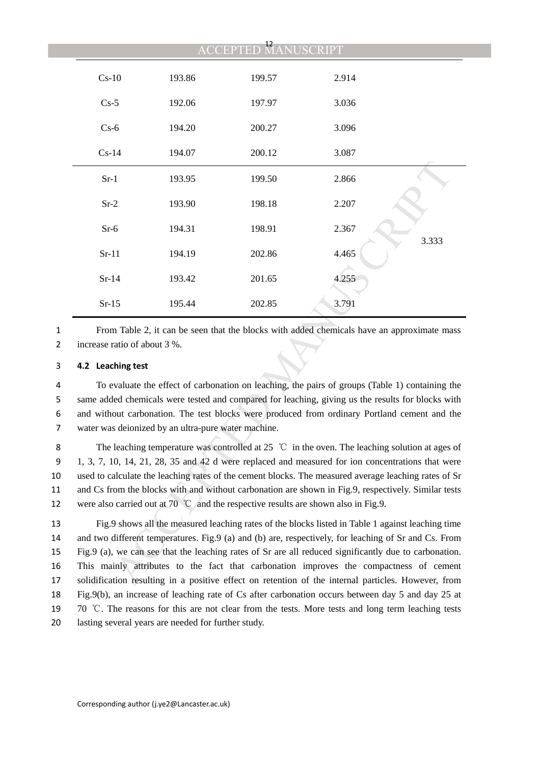| | | | | |
|---|---|---|---|---|
| Cs-10 | 193.86 | 199.57 | 2.914 | |
| Cs-5 | 192.06 | 197.97 | 3.036 | |
| Cs-6 | 194.20 | 200.27 | 3.096 | |
| Cs-14 | 194.07 | 200.12 | 3.087 | |
| Sr-1 | 193.95 | 199.50 | 2.866 | 3.333 |
| Sr-2 | 193.90 | 198.18 | 2.207 | |
| Sr-6 | 194.31 | 198.91 | 2.367 | |
| Sr-11 | 194.19 | 202.86 | 4.465 | |
| Sr-14 | 193.42 | 201.65 | 4.255 | |
| Sr-15 | 195.44 | 202.85 | 3.791 | |

From Table 2, it can be seen that the blocks with added chemicals have an approximate mass increase ratio of about 3 %.

### 4.2 Leaching test

To evaluate the effect of carbonation on leaching, the pairs of groups (Table 1) containing the same added chemicals were tested and compared for leaching, giving us the results for blocks with and without carbonation. The test blocks were produced from ordinary Portland cement and the water was deionized by an ultra-pure water machine.

The leaching temperature was controlled at 25 ℃ in the oven. The leaching solution at ages of 1, 3, 7, 10, 14, 21, 28, 35 and 42 d were replaced and measured for ion concentrations that were used to calculate the leaching rates of the cement blocks. The measured average leaching rates of Sr and Cs from the blocks with and without carbonation are shown in Fig.9, respectively. Similar tests were also carried out at 70 ℃ and the respective results are shown also in Fig.9.

Fig.9 shows all the measured leaching rates of the blocks listed in Table 1 against leaching time and two different temperatures. Fig.9 (a) and (b) are, respectively, for leaching of Sr and Cs. From Fig.9 (a), we can see that the leaching rates of Sr are all reduced significantly due to carbonation. This mainly attributes to the fact that carbonation improves the compactness of cement solidification resulting in a positive effect on retention of the internal particles. However, from Fig.9(b), an increase of leaching rate of Cs after carbonation occurs between day 5 and day 25 at 70 ℃. The reasons for this are not clear from the tests. More tests and long term leaching tests lasting several years are needed for further study.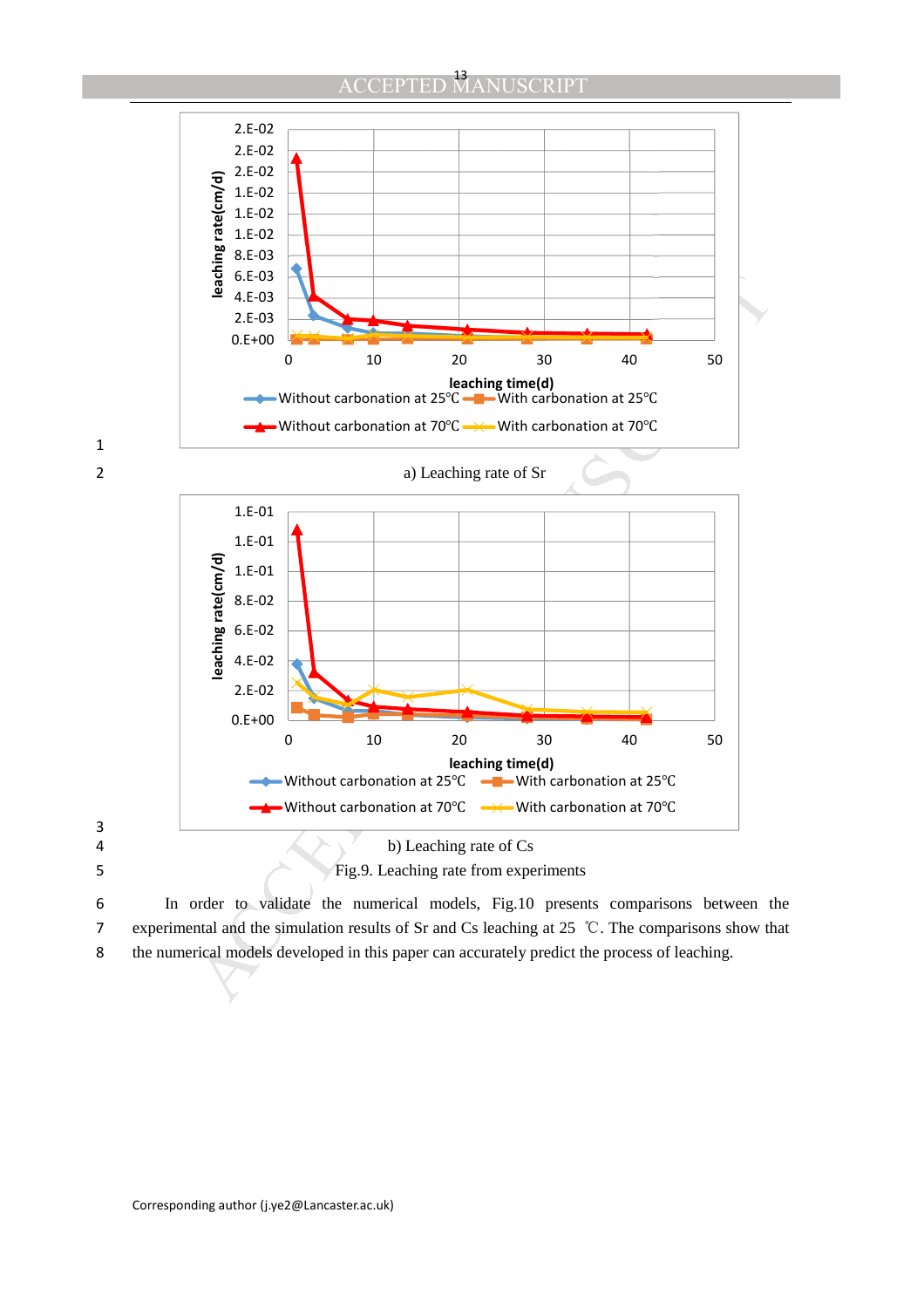a) Leaching rate of Sr

b) Leaching rate of Cs

Fig.9. Leaching rate from experiments

In order to validate the numerical models, Fig.10 presents comparisons between the experimental and the simulation results of Sr and Cs leaching at 25 ℃. The comparisons show that the numerical models developed in this paper can accurately predict the process of leaching.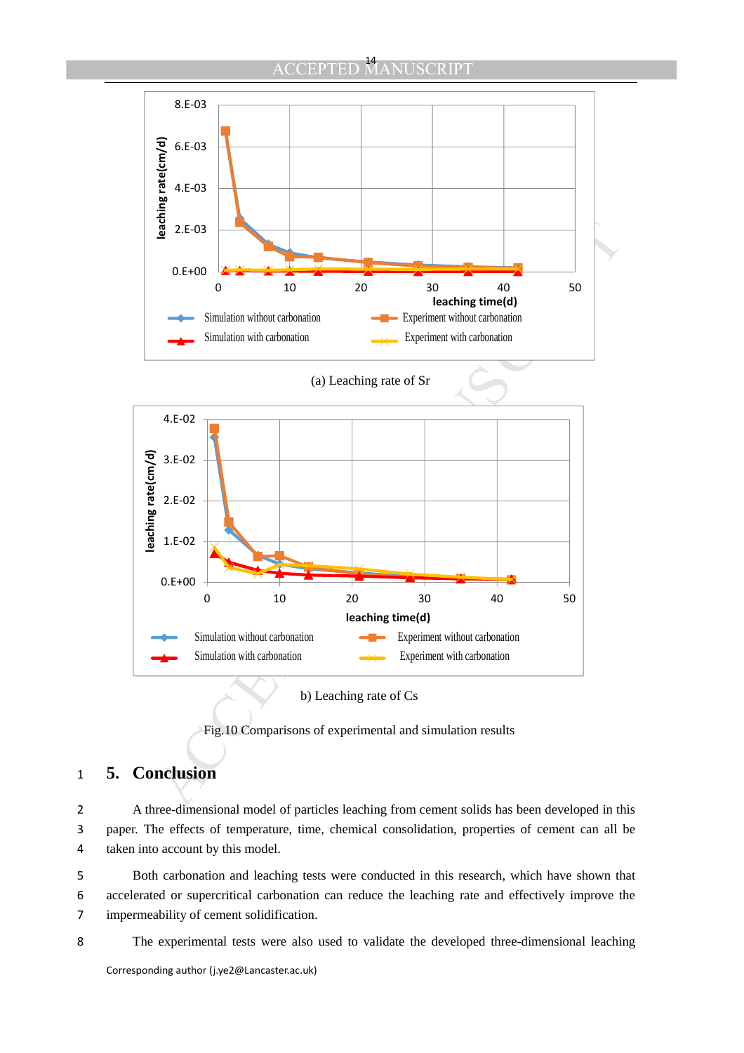(a) Leaching rate of Sr

b) Leaching rate of Cs

Fig.10 Comparisons of experimental and simulation results

## 5. Conclusion

A three-dimensional model of particles leaching from cement solids has been developed in this paper. The effects of temperature, time, chemical consolidation, properties of cement can all be taken into account by this model.

Both carbonation and leaching tests were conducted in this research, which have shown that accelerated or supercritical carbonation can reduce the leaching rate and effectively improve the impermeability of cement solidification.

The experimental tests were also used to validate the developed three-dimensional leaching

Corresponding author (j.ye2@Lancaster.ac.uk)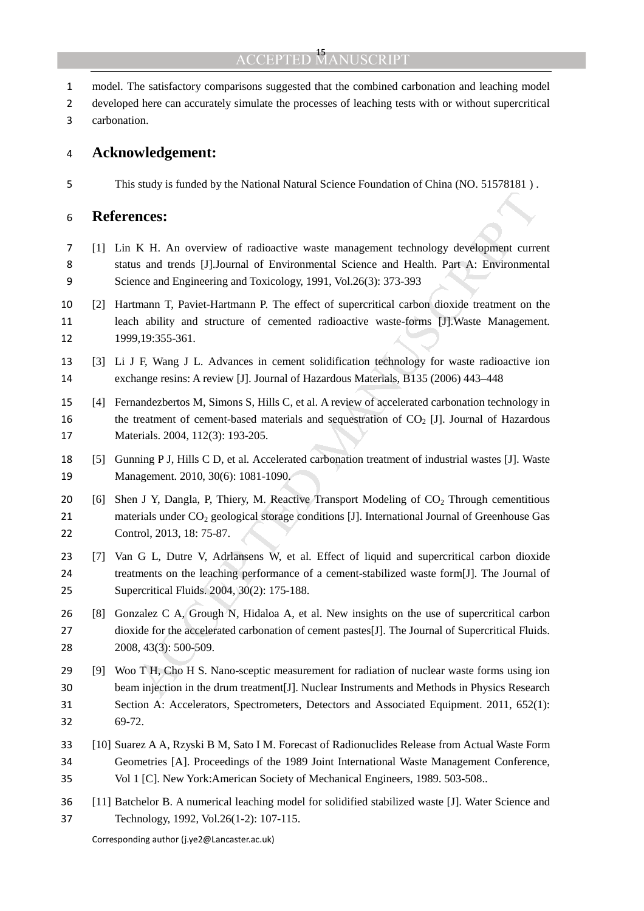model. The satisfactory comparisons suggested that the combined carbonation and leaching model developed here can accurately simulate the processes of leaching tests with or without supercritical carbonation.

## Acknowledgement:

This study is funded by the National Natural Science Foundation of China (NO. 51578181 ) .

## References:

[1] Lin K H. An overview of radioactive waste management technology development current status and trends [J].Journal of Environmental Science and Health. Part A: Environmental Science and Engineering and Toxicology, 1991, Vol.26(3): 373-393

[2] Hartmann T, Paviet-Hartmann P. The effect of supercritical carbon dioxide treatment on the leach ability and structure of cemented radioactive waste-forms [J].Waste Management. 1999,19:355-361.

[3] Li J F, Wang J L. Advances in cement solidification technology for waste radioactive ion exchange resins: A review [J]. Journal of Hazardous Materials, B135 (2006) 443–448

[4] Fernandezbertos M, Simons S, Hills C, et al. A review of accelerated carbonation technology in the treatment of cement-based materials and sequestration of $CO_2$ [J]. Journal of Hazardous Materials. 2004, 112(3): 193-205.

[5] Gunning P J, Hills C D, et al. Accelerated carbonation treatment of industrial wastes [J]. Waste Management. 2010, 30(6): 1081-1090.

[6] Shen J Y, Dangla, P, Thiery, M. Reactive Transport Modeling of $CO_2$ Through cementitious materials under $CO_2$ geological storage conditions [J]. International Journal of Greenhouse Gas Control, 2013, 18: 75-87.

[7] Van G L, Dutre V, Adrlansens W, et al. Effect of liquid and supercritical carbon dioxide treatments on the leaching performance of a cement-stabilized waste form[J]. The Journal of Supercritical Fluids. 2004, 30(2): 175-188.

[8] Gonzalez C A, Grough N, Hidaloa A, et al. New insights on the use of supercritical carbon dioxide for the accelerated carbonation of cement pastes[J]. The Journal of Supercritical Fluids. 2008, 43(3): 500-509.

[9] Woo T H, Cho H S. Nano-sceptic measurement for radiation of nuclear waste forms using ion beam injection in the drum treatment[J]. Nuclear Instruments and Methods in Physics Research Section A: Accelerators, Spectrometers, Detectors and Associated Equipment. 2011, 652(1): 69-72.

[10] Suarez A A, Rzyski B M, Sato I M. Forecast of Radionuclides Release from Actual Waste Form Geometries [A]. Proceedings of the 1989 Joint International Waste Management Conference, Vol 1 [C]. New York:American Society of Mechanical Engineers, 1989. 503-508..

[11] Batchelor B. A numerical leaching model for solidified stabilized waste [J]. Water Science and Technology, 1992, Vol.26(1-2): 107-115.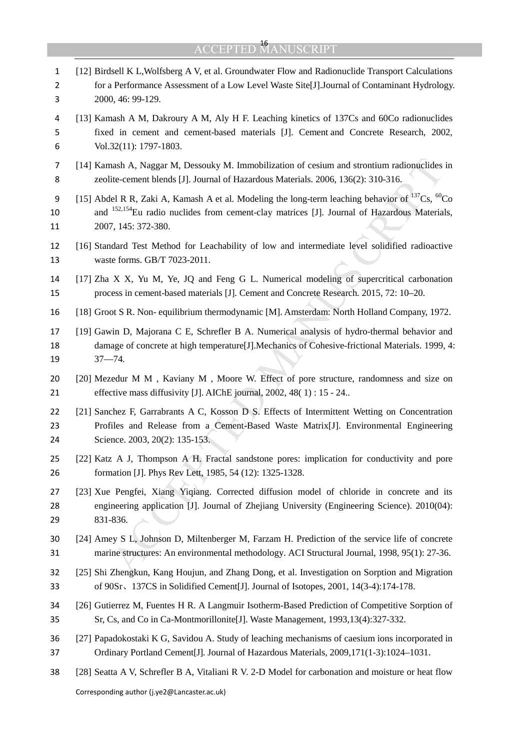[12] Birdsell K L,Wolfsberg A V, et al. Groundwater Flow and Radionuclide Transport Calculations for a Performance Assessment of a Low Level Waste Site[J].Journal of Contaminant Hydrology. 2000, 46: 99-129.

[13] Kamash A M, Dakroury A M, Aly H F. Leaching kinetics of 137Cs and 60Co radionuclides fixed in cement and cement-based materials [J]. Cement and Concrete Research, 2002, Vol.32(11): 1797-1803.

[14] Kamash A, Naggar M, Dessouky M. Immobilization of cesium and strontium radionuclides in zeolite-cement blends [J]. Journal of Hazardous Materials. 2006, 136(2): 310-316.

[15] Abdel R R, Zaki A, Kamash A et al. Modeling the long-term leaching behavior of $^{137}Cs$, $^{60}Co$ and $^{152,154}Eu$ radio nuclides from cement-clay matrices [J]. Journal of Hazardous Materials, 2007, 145: 372-380.

[16] Standard Test Method for Leachability of low and intermediate level solidified radioactive waste forms. GB/T 7023-2011.

[17] Zha X X, Yu M, Ye, JQ and Feng G L. Numerical modeling of supercritical carbonation process in cement-based materials [J]. Cement and Concrete Research. 2015, 72: 10–20.

[18] Groot S R. Non- equilibrium thermodynamic [M]. Amsterdam: North Holland Company, 1972.

[19] Gawin D, Majorana C E, Schrefler B A. Numerical analysis of hydro-thermal behavior and damage of concrete at high temperature[J].Mechanics of Cohesive-frictional Materials. 1999, 4: 37—74.

[20] Mezedur M M , Kaviany M , Moore W. Effect of pore structure, randomness and size on effective mass diffusivity [J]. AIChE journal, 2002, 48( 1) : 15 - 24..

[21] Sanchez F, Garrabrants A C, Kosson D S. Effects of Intermittent Wetting on Concentration Profiles and Release from a Cement-Based Waste Matrix[J]. Environmental Engineering Science. 2003, 20(2): 135-153.

[22] Katz A J, Thompson A H. Fractal sandstone pores: implication for conductivity and pore formation [J]. Phys Rev Lett, 1985, 54 (12): 1325-1328.

[23] Xue Pengfei, Xiang Yiqiang. Corrected diffusion model of chloride in concrete and its engineering application [J]. Journal of Zhejiang University (Engineering Science). 2010(04): 831-836.

[24] Amey S L, Johnson D, Miltenberger M, Farzam H. Prediction of the service life of concrete marine structures: An environmental methodology. ACI Structural Journal, 1998, 95(1): 27-36.

[25] Shi Zhengkun, Kang Houjun, and Zhang Dong, et al. Investigation on Sorption and Migration of 90Sr、137CS in Solidified Cement[J]. Journal of Isotopes, 2001, 14(3-4):174-178.

[26] Gutierrez M, Fuentes H R. A Langmuir Isotherm-Based Prediction of Competitive Sorption of Sr, Cs, and Co in Ca-Montmorillonite[J]. Waste Management, 1993,13(4):327-332.

[27] Papadokostaki K G, Savidou A. Study of leaching mechanisms of caesium ions incorporated in Ordinary Portland Cement[J]. Journal of Hazardous Materials, 2009,171(1-3):1024–1031.

[28] Seatta A V, Schrefler B A, Vitaliani R V. 2-D Model for carbonation and moisture or heat flow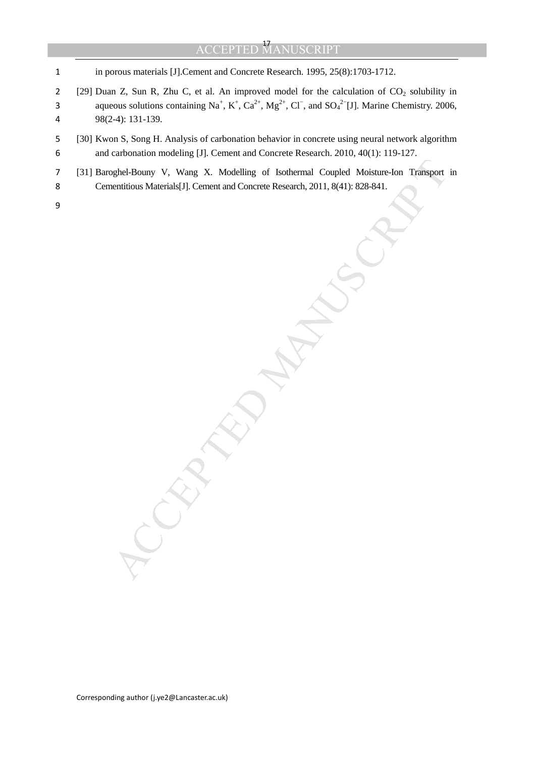in porous materials [J].Cement and Concrete Research. 1995, 25(8):1703-1712.

[29] Duan Z, Sun R, Zhu C, et al. An improved model for the calculation of $CO_2$ solubility in aqueous solutions containing $Na^+$, $K^+$, $Ca^{2+}$, $Mg^{2+}$, $Cl^-$, and $SO_4^{2-}$[J]. Marine Chemistry. 2006, 98(2-4): 131-139.

[30] Kwon S, Song H. Analysis of carbonation behavior in concrete using neural network algorithm and carbonation modeling [J]. Cement and Concrete Research. 2010, 40(1): 119-127.

[31] Baroghel-Bouny V, Wang X. Modelling of Isothermal Coupled Moisture-Ion Transport in Cementitious Materials[J]. Cement and Concrete Research, 2011, 8(41): 828-841.

Corresponding author (j.ye2@Lancaster.ac.uk)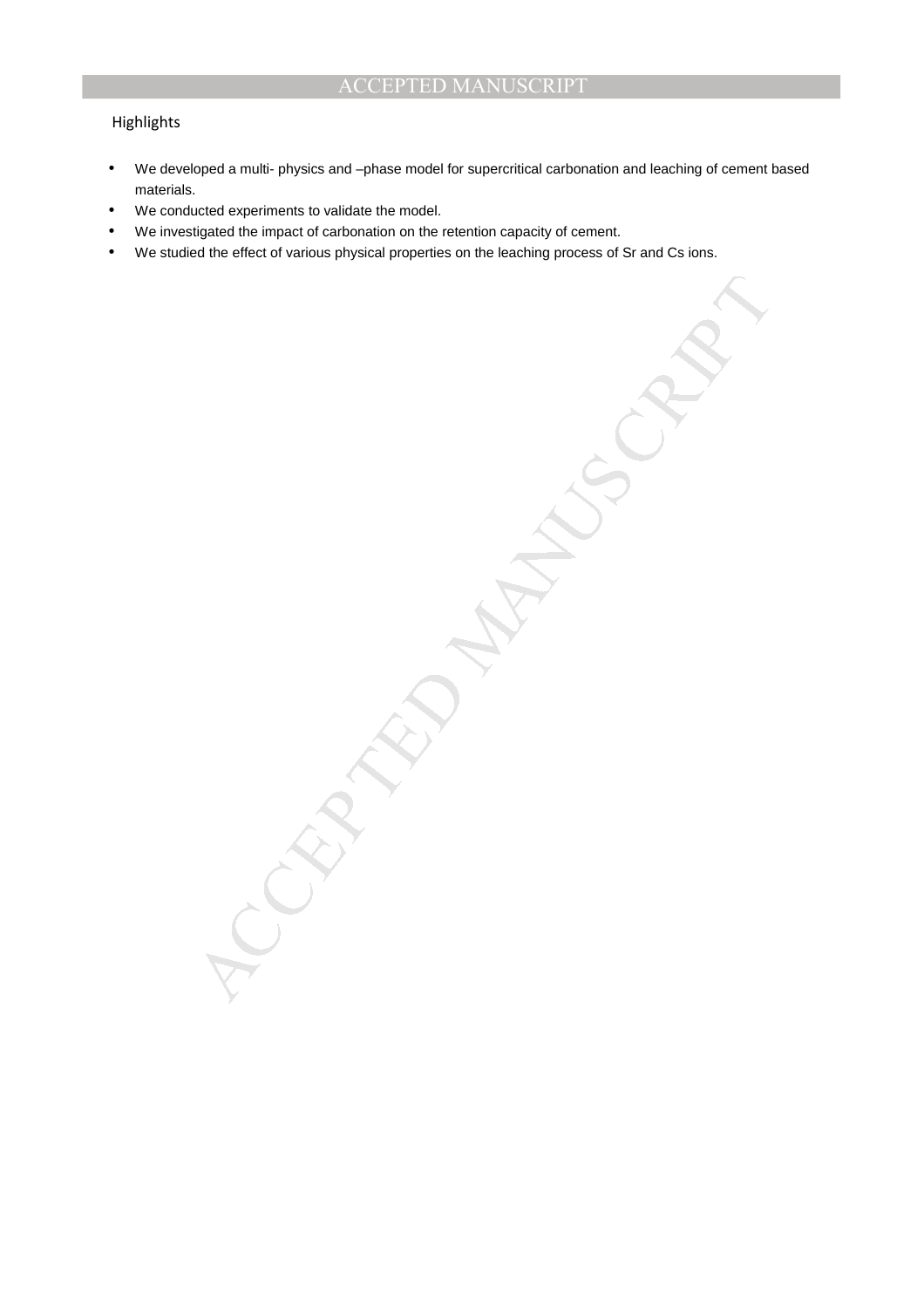Highlights

- We developed a multi- physics and –phase model for supercritical carbonation and leaching of cement based materials.
- We conducted experiments to validate the model.
- We investigated the impact of carbonation on the retention capacity of cement.
- We studied the effect of various physical properties on the leaching process of Sr and Cs ions.